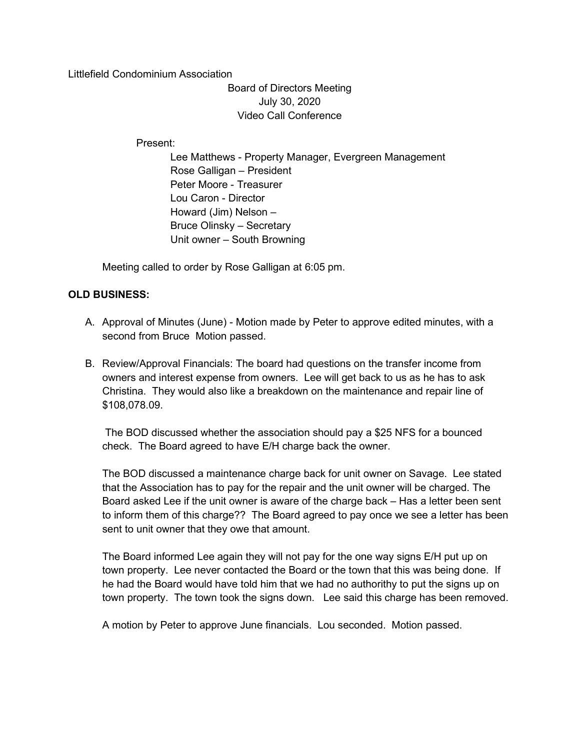Littlefield Condominium Association

Board of Directors Meeting
July 30, 2020
Video Call Conference

Present:

Lee Matthews - Property Manager, Evergreen Management
Rose Galligan – President
Peter Moore - Treasurer
Lou Caron - Director
Howard (Jim) Nelson –
Bruce Olinsky – Secretary
Unit owner – South Browning

Meeting called to order by Rose Galligan at 6:05 pm.

**OLD BUSINESS:**

A. Approval of Minutes (June) - Motion made by Peter to approve edited minutes, with a second from Bruce Motion passed.

B. Review/Approval Financials: The board had questions on the transfer income from owners and interest expense from owners. Lee will get back to us as he has to ask Christina. They would also like a breakdown on the maintenance and repair line of $108,078.09.

   The BOD discussed whether the association should pay a $25 NFS for a bounced check. The Board agreed to have E/H charge back the owner.

   The BOD discussed a maintenance charge back for unit owner on Savage. Lee stated that the Association has to pay for the repair and the unit owner will be charged. The Board asked Lee if the unit owner is aware of the charge back – Has a letter been sent to inform them of this charge?? The Board agreed to pay once we see a letter has been sent to unit owner that they owe that amount.

   The Board informed Lee again they will not pay for the one way signs E/H put up on town property. Lee never contacted the Board or the town that this was being done. If he had the Board would have told him that we had no authorithy to put the signs up on town property. The town took the signs down. Lee said this charge has been removed.

   A motion by Peter to approve June financials. Lou seconded. Motion passed.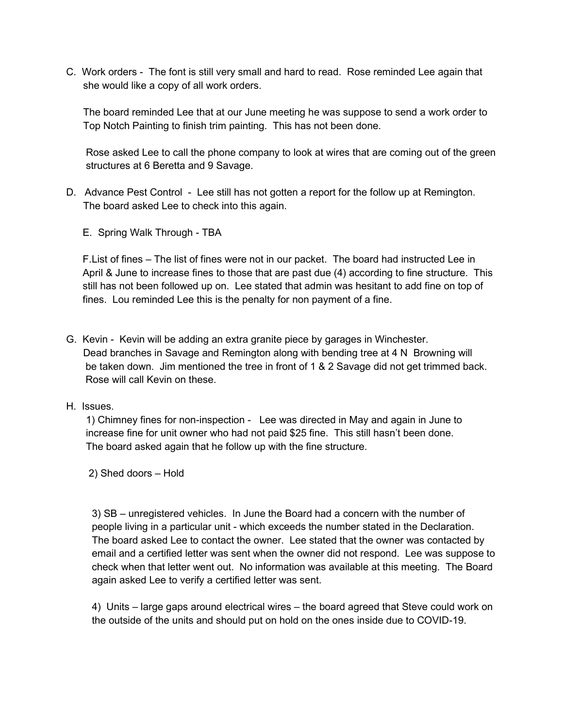C. Work orders - The font is still very small and hard to read. Rose reminded Lee again that she would like a copy of all work orders.

The board reminded Lee that at our June meeting he was suppose to send a work order to Top Notch Painting to finish trim painting. This has not been done.

Rose asked Lee to call the phone company to look at wires that are coming out of the green structures at 6 Beretta and 9 Savage.

D. Advance Pest Control - Lee still has not gotten a report for the follow up at Remington. The board asked Lee to check into this again.

E. Spring Walk Through - TBA

F. List of fines – The list of fines were not in our packet. The board had instructed Lee in April & June to increase fines to those that are past due (4) according to fine structure. This still has not been followed up on. Lee stated that admin was hesitant to add fine on top of fines. Lou reminded Lee this is the penalty for non payment of a fine.

G. Kevin - Kevin will be adding an extra granite piece by garages in Winchester. Dead branches in Savage and Remington along with bending tree at 4 N Browning will be taken down. Jim mentioned the tree in front of 1 & 2 Savage did not get trimmed back. Rose will call Kevin on these.

H. Issues.

1) Chimney fines for non-inspection - Lee was directed in May and again in June to increase fine for unit owner who had not paid $25 fine. This still hasn't been done. The board asked again that he follow up with the fine structure.

2) Shed doors – Hold

3) SB – unregistered vehicles. In June the Board had a concern with the number of people living in a particular unit - which exceeds the number stated in the Declaration. The board asked Lee to contact the owner. Lee stated that the owner was contacted by email and a certified letter was sent when the owner did not respond. Lee was suppose to check when that letter went out. No information was available at this meeting. The Board again asked Lee to verify a certified letter was sent.

4) Units – large gaps around electrical wires – the board agreed that Steve could work on the outside of the units and should put on hold on the ones inside due to COVID-19.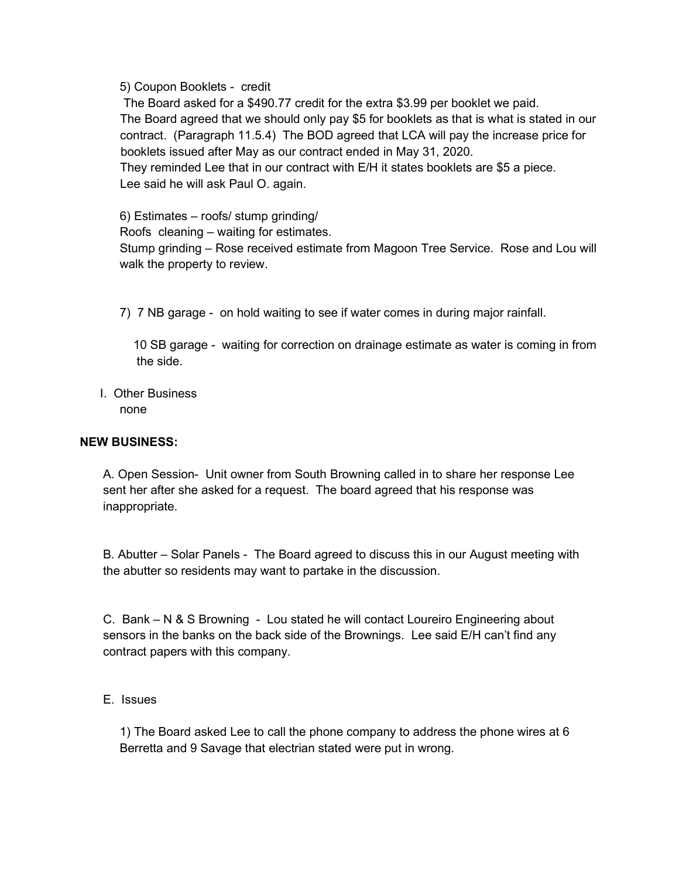5) Coupon Booklets - credit

The Board asked for a $490.77 credit for the extra $3.99 per booklet we paid.
The Board agreed that we should only pay $5 for booklets as that is what is stated in our contract. (Paragraph 11.5.4) The BOD agreed that LCA will pay the increase price for booklets issued after May as our contract ended in May 31, 2020.
They reminded Lee that in our contract with E/H it states booklets are $5 a piece.
Lee said he will ask Paul O. again.

6) Estimates – roofs/ stump grinding/
Roofs cleaning – waiting for estimates.
Stump grinding – Rose received estimate from Magoon Tree Service. Rose and Lou will walk the property to review.

7) 7 NB garage - on hold waiting to see if water comes in during major rainfall.

10 SB garage - waiting for correction on drainage estimate as water is coming in from the side.

I. Other Business
none

**NEW BUSINESS:**

A. Open Session- Unit owner from South Browning called in to share her response Lee sent her after she asked for a request. The board agreed that his response was inappropriate.

B. Abutter – Solar Panels - The Board agreed to discuss this in our August meeting with the abutter so residents may want to partake in the discussion.

C. Bank – N & S Browning - Lou stated he will contact Loureiro Engineering about sensors in the banks on the back side of the Brownings. Lee said E/H can't find any contract papers with this company.

E. Issues

1) The Board asked Lee to call the phone company to address the phone wires at 6 Berretta and 9 Savage that electrian stated were put in wrong.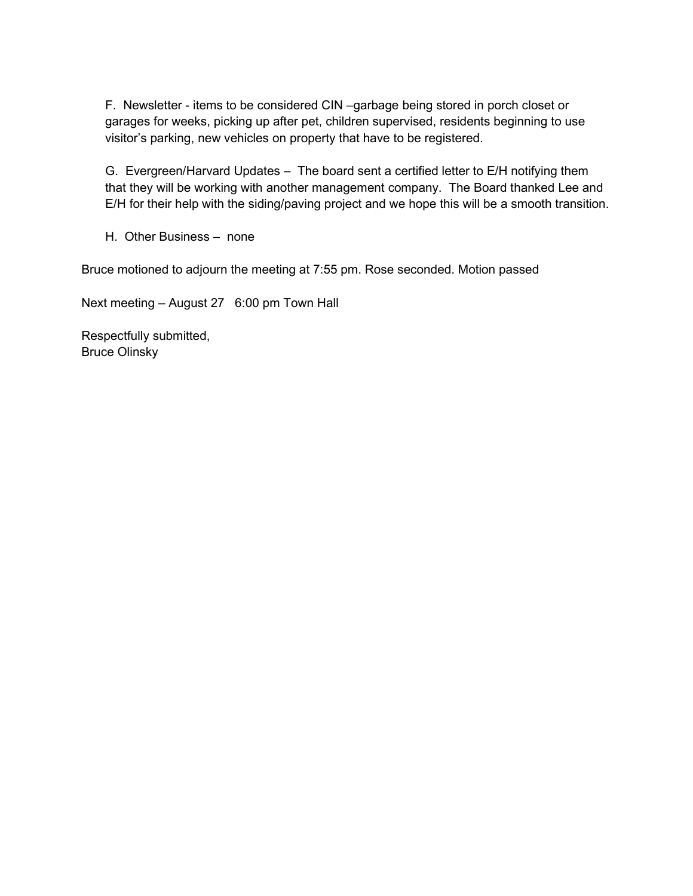F. Newsletter - items to be considered CIN –garbage being stored in porch closet or garages for weeks, picking up after pet, children supervised, residents beginning to use visitor's parking, new vehicles on property that have to be registered.

G. Evergreen/Harvard Updates – The board sent a certified letter to E/H notifying them that they will be working with another management company. The Board thanked Lee and E/H for their help with the siding/paving project and we hope this will be a smooth transition.

H. Other Business – none

Bruce motioned to adjourn the meeting at 7:55 pm. Rose seconded. Motion passed

Next meeting – August 27 6:00 pm Town Hall

Respectfully submitted,
Bruce Olinsky